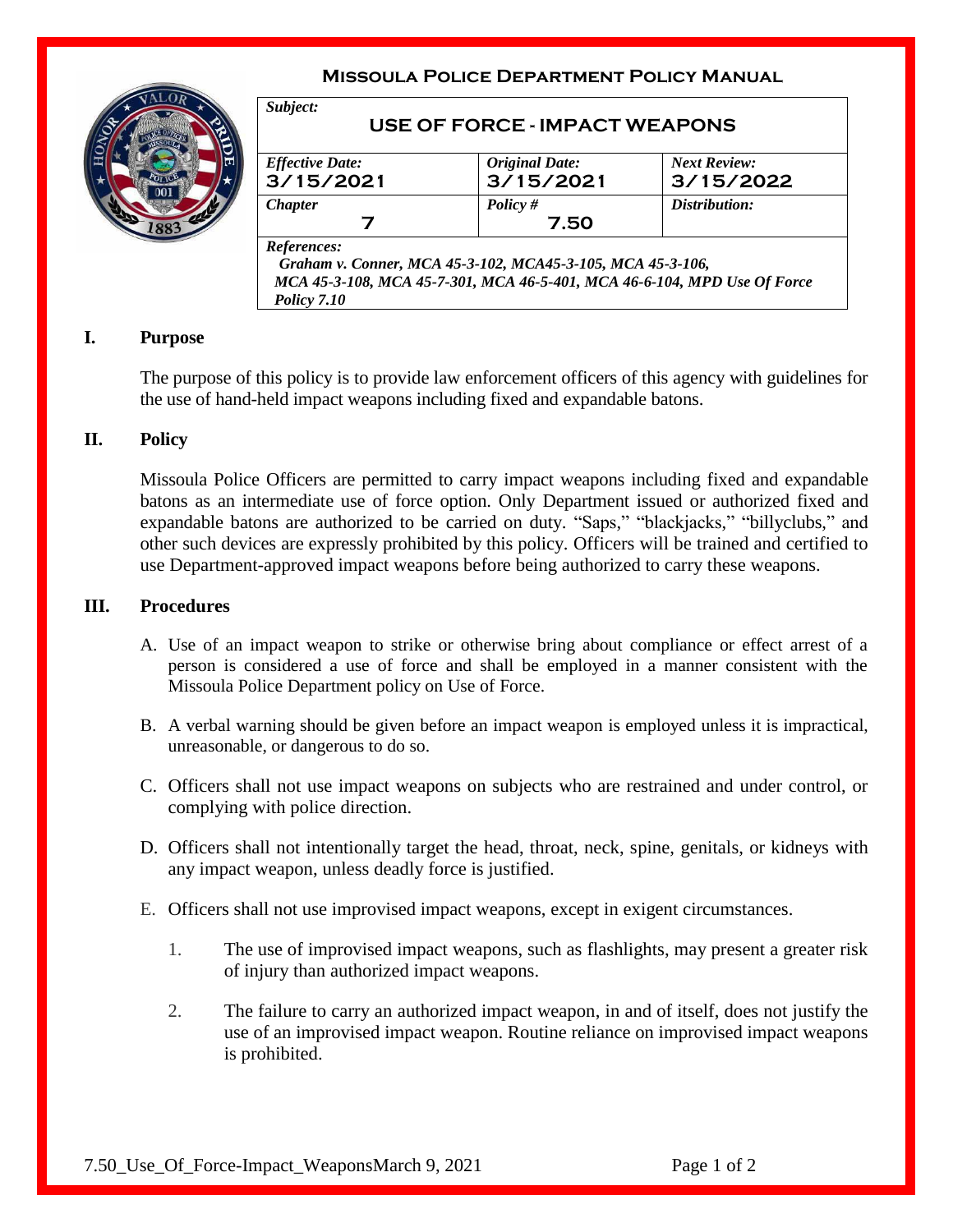# Missoula Police Department Policy Manual

| *Subject:* USE OF FORCE - IMPACT WEAPONS | | |
|---|---|---|
| *Effective Date:* 3/15/2021 | *Original Date:* 3/15/2021 | *Next Review:* 3/15/2022 |
| *Chapter* 7 | *Policy #* 7.50 | *Distribution:* |
| *References:* *Graham v. Conner, MCA 45-3-102, MCA45-3-105, MCA 45-3-106, MCA 45-3-108, MCA 45-7-301, MCA 46-5-401, MCA 46-6-104, MPD Use Of Force Policy 7.10* | | |

## I. Purpose

The purpose of this policy is to provide law enforcement officers of this agency with guidelines for the use of hand-held impact weapons including fixed and expandable batons.

## II. Policy

Missoula Police Officers are permitted to carry impact weapons including fixed and expandable batons as an intermediate use of force option. Only Department issued or authorized fixed and expandable batons are authorized to be carried on duty. "Saps," "blackjacks," "billyclubs," and other such devices are expressly prohibited by this policy. Officers will be trained and certified to use Department-approved impact weapons before being authorized to carry these weapons.

## III. Procedures

A. Use of an impact weapon to strike or otherwise bring about compliance or effect arrest of a person is considered a use of force and shall be employed in a manner consistent with the Missoula Police Department policy on Use of Force.

B. A verbal warning should be given before an impact weapon is employed unless it is impractical, unreasonable, or dangerous to do so.

C. Officers shall not use impact weapons on subjects who are restrained and under control, or complying with police direction.

D. Officers shall not intentionally target the head, throat, neck, spine, genitals, or kidneys with any impact weapon, unless deadly force is justified.

E. Officers shall not use improvised impact weapons, except in exigent circumstances.

1. The use of improvised impact weapons, such as flashlights, may present a greater risk of injury than authorized impact weapons.

2. The failure to carry an authorized impact weapon, in and of itself, does not justify the use of an improvised impact weapon. Routine reliance on improvised impact weapons is prohibited.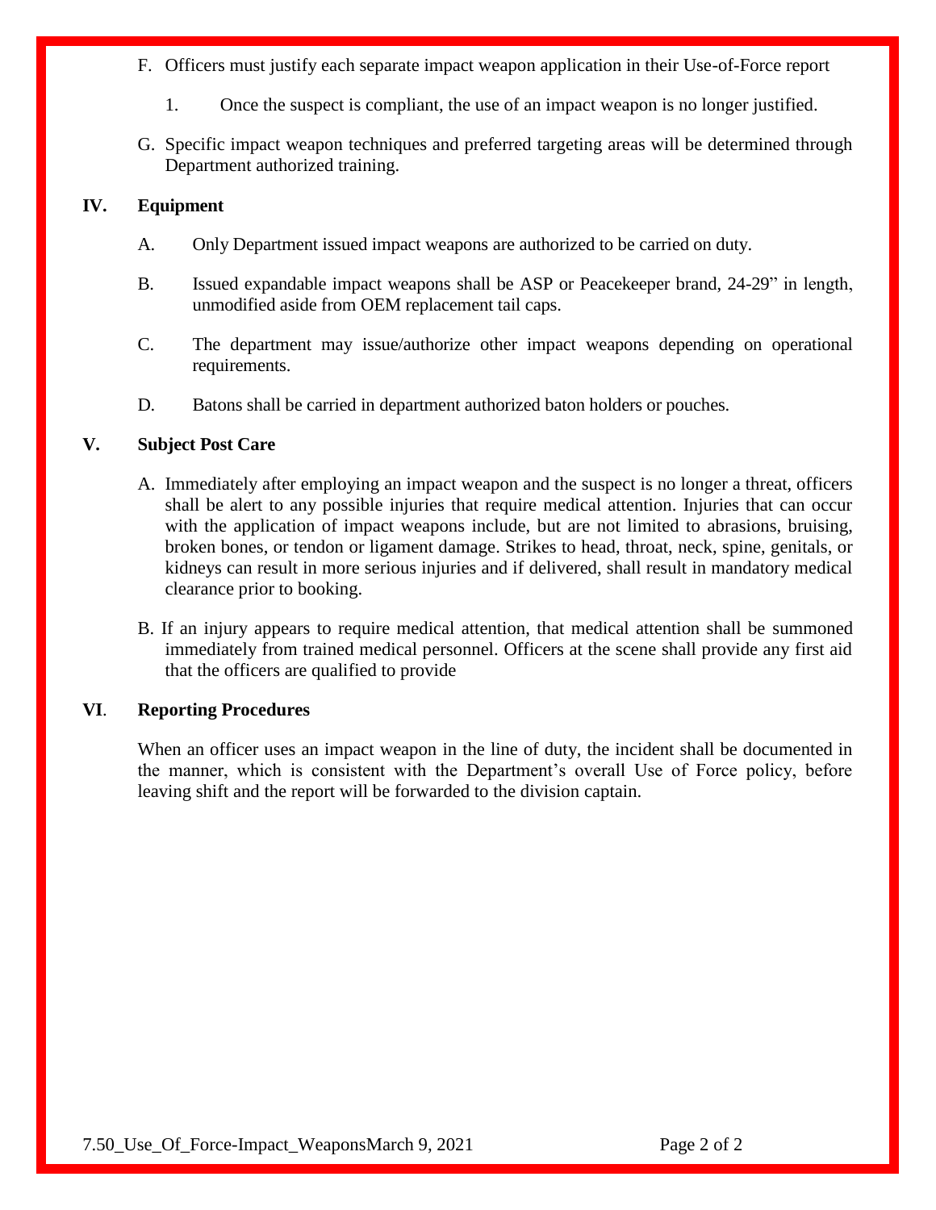F. Officers must justify each separate impact weapon application in their Use-of-Force report

   1. Once the suspect is compliant, the use of an impact weapon is no longer justified.

G. Specific impact weapon techniques and preferred targeting areas will be determined through Department authorized training.

## IV. Equipment

A. Only Department issued impact weapons are authorized to be carried on duty.

B. Issued expandable impact weapons shall be ASP or Peacekeeper brand, 24-29" in length, unmodified aside from OEM replacement tail caps.

C. The department may issue/authorize other impact weapons depending on operational requirements.

D. Batons shall be carried in department authorized baton holders or pouches.

## V. Subject Post Care

A. Immediately after employing an impact weapon and the suspect is no longer a threat, officers shall be alert to any possible injuries that require medical attention. Injuries that can occur with the application of impact weapons include, but are not limited to abrasions, bruising, broken bones, or tendon or ligament damage. Strikes to head, throat, neck, spine, genitals, or kidneys can result in more serious injuries and if delivered, shall result in mandatory medical clearance prior to booking.

B. If an injury appears to require medical attention, that medical attention shall be summoned immediately from trained medical personnel. Officers at the scene shall provide any first aid that the officers are qualified to provide

## VI. Reporting Procedures

When an officer uses an impact weapon in the line of duty, the incident shall be documented in the manner, which is consistent with the Department's overall Use of Force policy, before leaving shift and the report will be forwarded to the division captain.